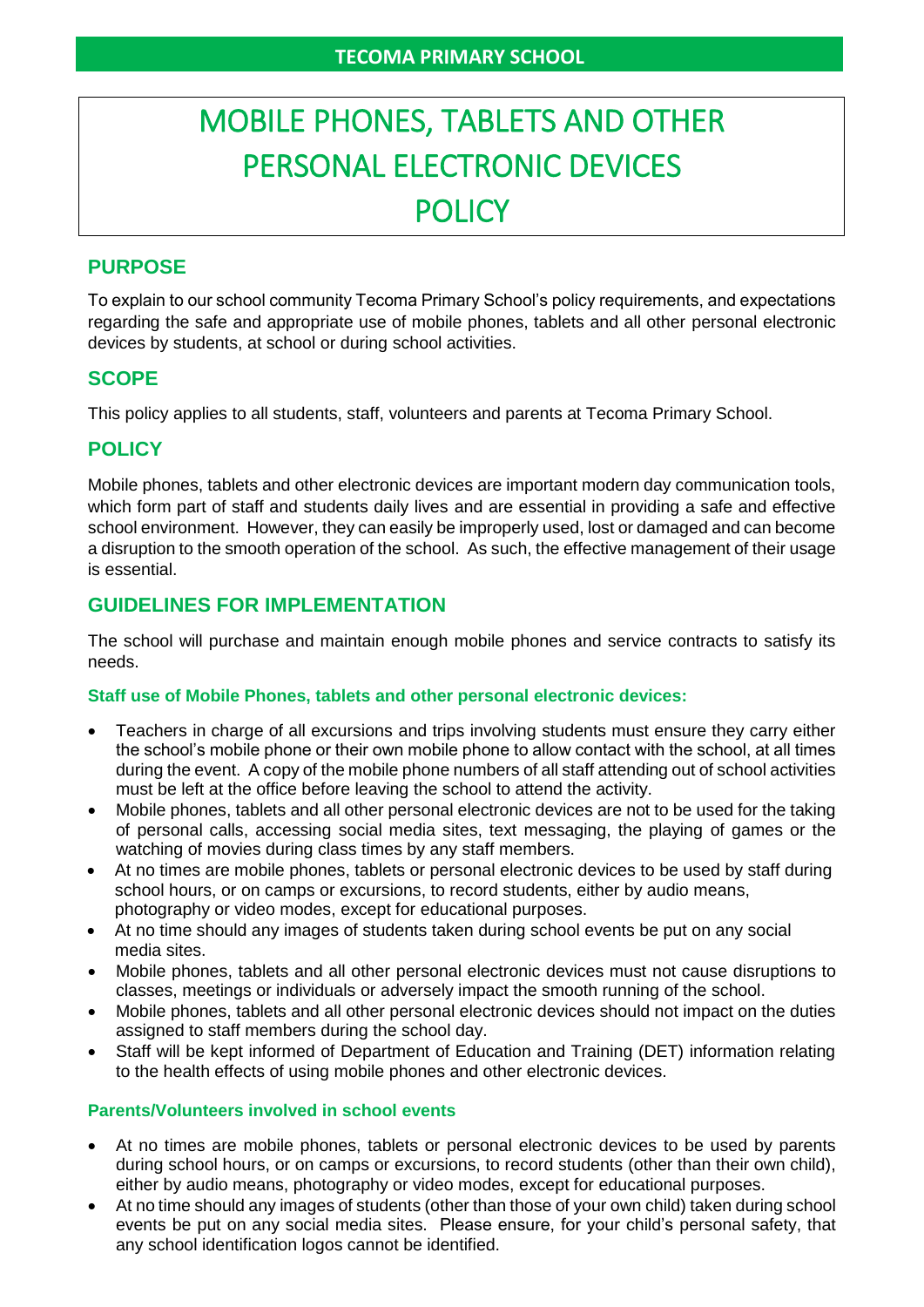**TECOMA PRIMARY SCHOOL**

# MOBILE PHONES, TABLETS AND OTHER PERSONAL ELECTRONIC DEVICES POLICY

## PURPOSE

To explain to our school community Tecoma Primary School's policy requirements, and expectations regarding the safe and appropriate use of mobile phones, tablets and all other personal electronic devices by students, at school or during school activities.

## SCOPE

This policy applies to all students, staff, volunteers and parents at Tecoma Primary School.

## POLICY

Mobile phones, tablets and other electronic devices are important modern day communication tools, which form part of staff and students daily lives and are essential in providing a safe and effective school environment. However, they can easily be improperly used, lost or damaged and can become a disruption to the smooth operation of the school. As such, the effective management of their usage is essential.

## GUIDELINES FOR IMPLEMENTATION

The school will purchase and maintain enough mobile phones and service contracts to satisfy its needs.

### Staff use of Mobile Phones, tablets and other personal electronic devices:

- Teachers in charge of all excursions and trips involving students must ensure they carry either the school's mobile phone or their own mobile phone to allow contact with the school, at all times during the event. A copy of the mobile phone numbers of all staff attending out of school activities must be left at the office before leaving the school to attend the activity.
- Mobile phones, tablets and all other personal electronic devices are not to be used for the taking of personal calls, accessing social media sites, text messaging, the playing of games or the watching of movies during class times by any staff members.
- At no times are mobile phones, tablets or personal electronic devices to be used by staff during school hours, or on camps or excursions, to record students, either by audio means, photography or video modes, except for educational purposes.
- At no time should any images of students taken during school events be put on any social media sites.
- Mobile phones, tablets and all other personal electronic devices must not cause disruptions to classes, meetings or individuals or adversely impact the smooth running of the school.
- Mobile phones, tablets and all other personal electronic devices should not impact on the duties assigned to staff members during the school day.
- Staff will be kept informed of Department of Education and Training (DET) information relating to the health effects of using mobile phones and other electronic devices.

### Parents/Volunteers involved in school events

- At no times are mobile phones, tablets or personal electronic devices to be used by parents during school hours, or on camps or excursions, to record students (other than their own child), either by audio means, photography or video modes, except for educational purposes.
- At no time should any images of students (other than those of your own child) taken during school events be put on any social media sites. Please ensure, for your child's personal safety, that any school identification logos cannot be identified.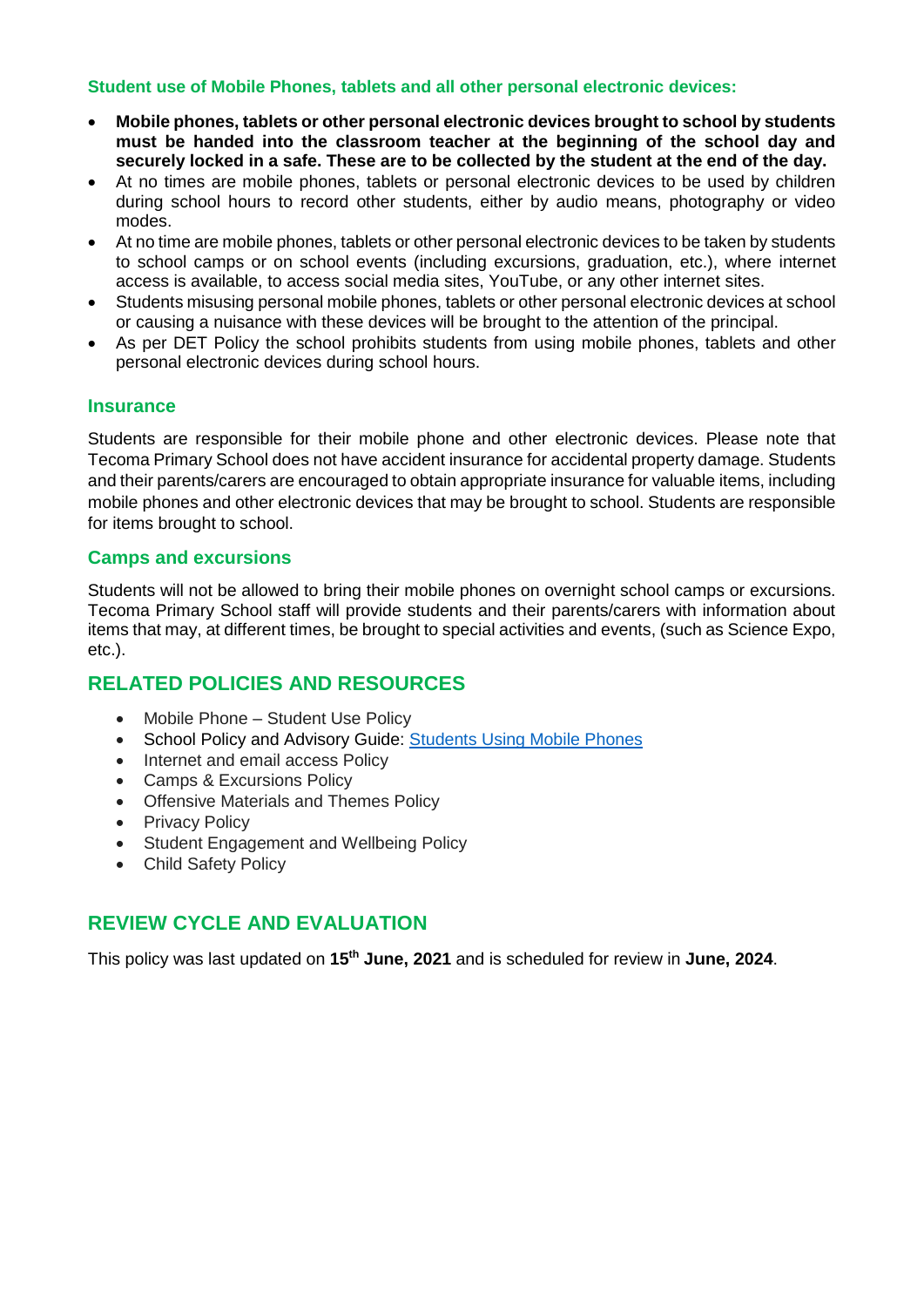### Student use of Mobile Phones, tablets and all other personal electronic devices:

- **Mobile phones, tablets or other personal electronic devices brought to school by students must be handed into the classroom teacher at the beginning of the school day and securely locked in a safe. These are to be collected by the student at the end of the day.**
- At no times are mobile phones, tablets or personal electronic devices to be used by children during school hours to record other students, either by audio means, photography or video modes.
- At no time are mobile phones, tablets or other personal electronic devices to be taken by students to school camps or on school events (including excursions, graduation, etc.), where internet access is available, to access social media sites, YouTube, or any other internet sites.
- Students misusing personal mobile phones, tablets or other personal electronic devices at school or causing a nuisance with these devices will be brought to the attention of the principal.
- As per DET Policy the school prohibits students from using mobile phones, tablets and other personal electronic devices during school hours.

### Insurance

Students are responsible for their mobile phone and other electronic devices. Please note that Tecoma Primary School does not have accident insurance for accidental property damage. Students and their parents/carers are encouraged to obtain appropriate insurance for valuable items, including mobile phones and other electronic devices that may be brought to school. Students are responsible for items brought to school.

### Camps and excursions

Students will not be allowed to bring their mobile phones on overnight school camps or excursions. Tecoma Primary School staff will provide students and their parents/carers with information about items that may, at different times, be brought to special activities and events, (such as Science Expo, etc.).

## RELATED POLICIES AND RESOURCES

- Mobile Phone – Student Use Policy
- School Policy and Advisory Guide: Students Using Mobile Phones
- Internet and email access Policy
- Camps & Excursions Policy
- Offensive Materials and Themes Policy
- Privacy Policy
- Student Engagement and Wellbeing Policy
- Child Safety Policy

## REVIEW CYCLE AND EVALUATION

This policy was last updated on **15th June, 2021** and is scheduled for review in **June, 2024**.